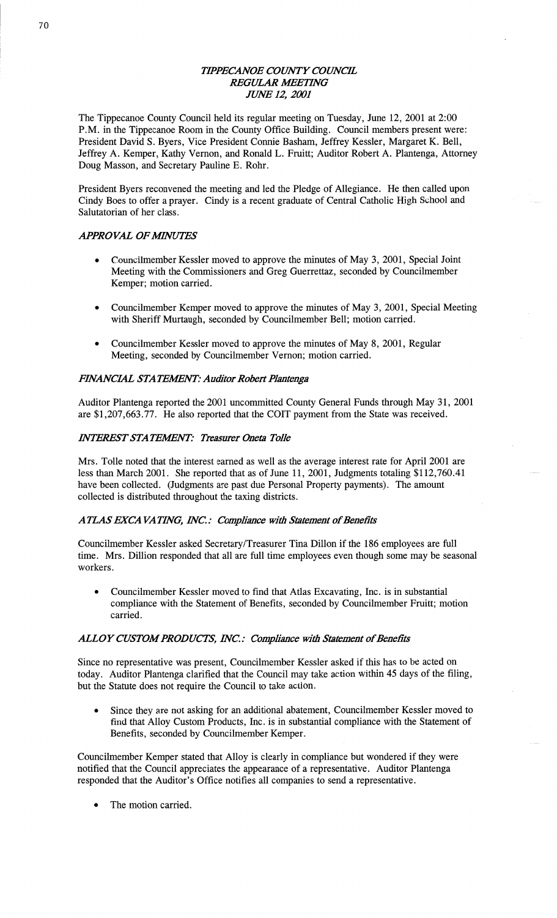# *TIPPECANOE COUNTY COUNCIL*
## *REGULAR MEETING*
## *JUNE 12, 2001*

The Tippecanoe County Council held its regular meeting on Tuesday, June 12, 2001 at 2:00 P.M. in the Tippecanoe Room in the County Office Building. Council members present were: President David S. Byers, Vice President Connie Basham, Jeffrey Kessler, Margaret K. Bell, Jeffrey A. Kemper, Kathy Vernon, and Ronald L. Fruitt; Auditor Robert A. Plantenga, Attorney Doug Masson, and Secretary Pauline E. Rohr.

President Byers reconvened the meeting and led the Pledge of Allegiance. He then called upon Cindy Boes to offer a prayer. Cindy is a recent graduate of Central Catholic High School and Salutatorian of her class.

### *APPROVAL OF MINUTES*

- Councilmember Kessler moved to approve the minutes of May 3, 2001, Special Joint Meeting with the Commissioners and Greg Guerrettaz, seconded by Councilmember Kemper; motion carried.
- Councilmember Kemper moved to approve the minutes of May 3, 2001, Special Meeting with Sheriff Murtaugh, seconded by Councilmember Bell; motion carried.
- Councilmember Kessler moved to approve the minutes of May 8, 2001, Regular Meeting, seconded by Councilmember Vernon; motion carried.

### *FINANCIAL STATEMENT: Auditor Robert Plantenga*

Auditor Plantenga reported the 2001 uncommitted County General Funds through May 31, 2001 are $1,207,663.77. He also reported that the COIT payment from the State was received.

### *INTEREST STATEMENT: Treasurer Oneta Tolle*

Mrs. Tolle noted that the interest earned as well as the average interest rate for April 2001 are less than March 2001. She reported that as of June 11, 2001, Judgments totaling $112,760.41 have been collected. (Judgments are past due Personal Property payments). The amount collected is distributed throughout the taxing districts.

### *ATLAS EXCAVATING, INC.: Compliance with Statement of Benefits*

Councilmember Kessler asked Secretary/Treasurer Tina Dillon if the 186 employees are full time. Mrs. Dillion responded that all are full time employees even though some may be seasonal workers.

- Councilmember Kessler moved to find that Atlas Excavating, Inc. is in substantial compliance with the Statement of Benefits, seconded by Councilmember Fruitt; motion carried.

### *ALLOY CUSTOM PRODUCTS, INC.: Compliance with Statement of Benefits*

Since no representative was present, Councilmember Kessler asked if this has to be acted on today. Auditor Plantenga clarified that the Council may take action within 45 days of the filing, but the Statute does not require the Council to take action.

- Since they are not asking for an additional abatement, Councilmember Kessler moved to find that Alloy Custom Products, Inc. is in substantial compliance with the Statement of Benefits, seconded by Councilmember Kemper.

Councilmember Kemper stated that Alloy is clearly in compliance but wondered if they were notified that the Council appreciates the appearance of a representative. Auditor Plantenga responded that the Auditor's Office notifies all companies to send a representative.

- The motion carried.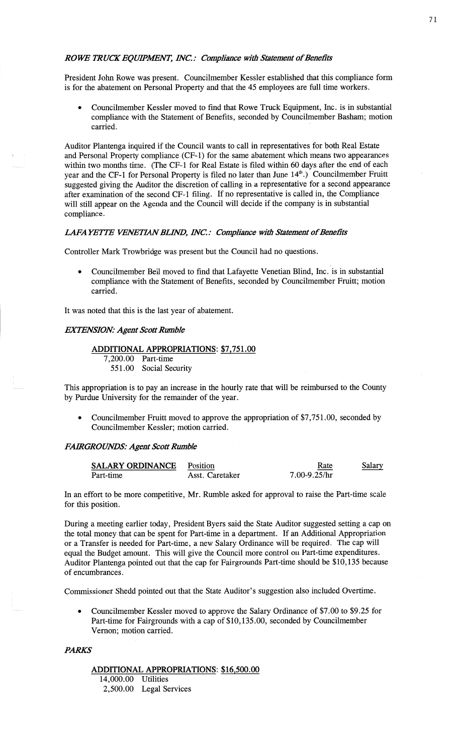### *ROWE TRUCK EQUIPMENT, INC.: Compliance with Statement of Benefits*

President John Rowe was present. Councilmember Kessler established that this compliance form is for the abatement on Personal Property and that the 45 employees are full time workers.

- Councilmember Kessler moved to find that Rowe Truck Equipment, Inc. is in substantial compliance with the Statement of Benefits, seconded by Councilmember Basham; motion carried.

Auditor Plantenga inquired if the Council wants to call in representatives for both Real Estate and Personal Property compliance (CF-1) for the same abatement which means two appearances within two months time. (The CF-1 for Real Estate is filed within 60 days after the end of each year and the CF-1 for Personal Property is filed no later than June 14th.) Councilmember Fruitt suggested giving the Auditor the discretion of calling in a representative for a second appearance after examination of the second CF-1 filing. If no representative is called in, the Compliance will still appear on the Agenda and the Council will decide if the company is in substantial compliance.

### *LAFAYETTE VENETIAN BLIND, INC.: Compliance with Statement of Benefits*

Controller Mark Trowbridge was present but the Council had no questions.

- Councilmember Bell moved to find that Lafayette Venetian Blind, Inc. is in substantial compliance with the Statement of Benefits, seconded by Councilmember Fruitt; motion carried.

It was noted that this is the last year of abatement.

### *EXTENSION: Agent Scott Rumble*

**ADDITIONAL APPROPRIATIONS: $7,751.00**

7,200.00 Part-time
551.00 Social Security

This appropriation is to pay an increase in the hourly rate that will be reimbursed to the County by Purdue University for the remainder of the year.

- Councilmember Fruitt moved to approve the appropriation of $7,751.00, seconded by Councilmember Kessler; motion carried.

### *FAIRGROUNDS: Agent Scott Rumble*

| SALARY ORDINANCE | Position | Rate | Salary |
|---|---|---|---|
| Part-time | Asst. Caretaker | 7.00-9.25/hr | |

In an effort to be more competitive, Mr. Rumble asked for approval to raise the Part-time scale for this position.

During a meeting earlier today, President Byers said the State Auditor suggested setting a cap on the total money that can be spent for Part-time in a department. If an Additional Appropriation or a Transfer is needed for Part-time, a new Salary Ordinance will be required. The cap will equal the Budget amount. This will give the Council more control on Part-time expenditures. Auditor Plantenga pointed out that the cap for Fairgrounds Part-time should be $10,135 because of encumbrances.

Commissioner Shedd pointed out that the State Auditor's suggestion also included Overtime.

- Councilmember Kessler moved to approve the Salary Ordinance of $7.00 to $9.25 for Part-time for Fairgrounds with a cap of $10,135.00, seconded by Councilmember Vernon; motion carried.

### *PARKS*

**ADDITIONAL APPROPRIATIONS: $16,500.00**

14,000.00 Utilities
2,500.00 Legal Services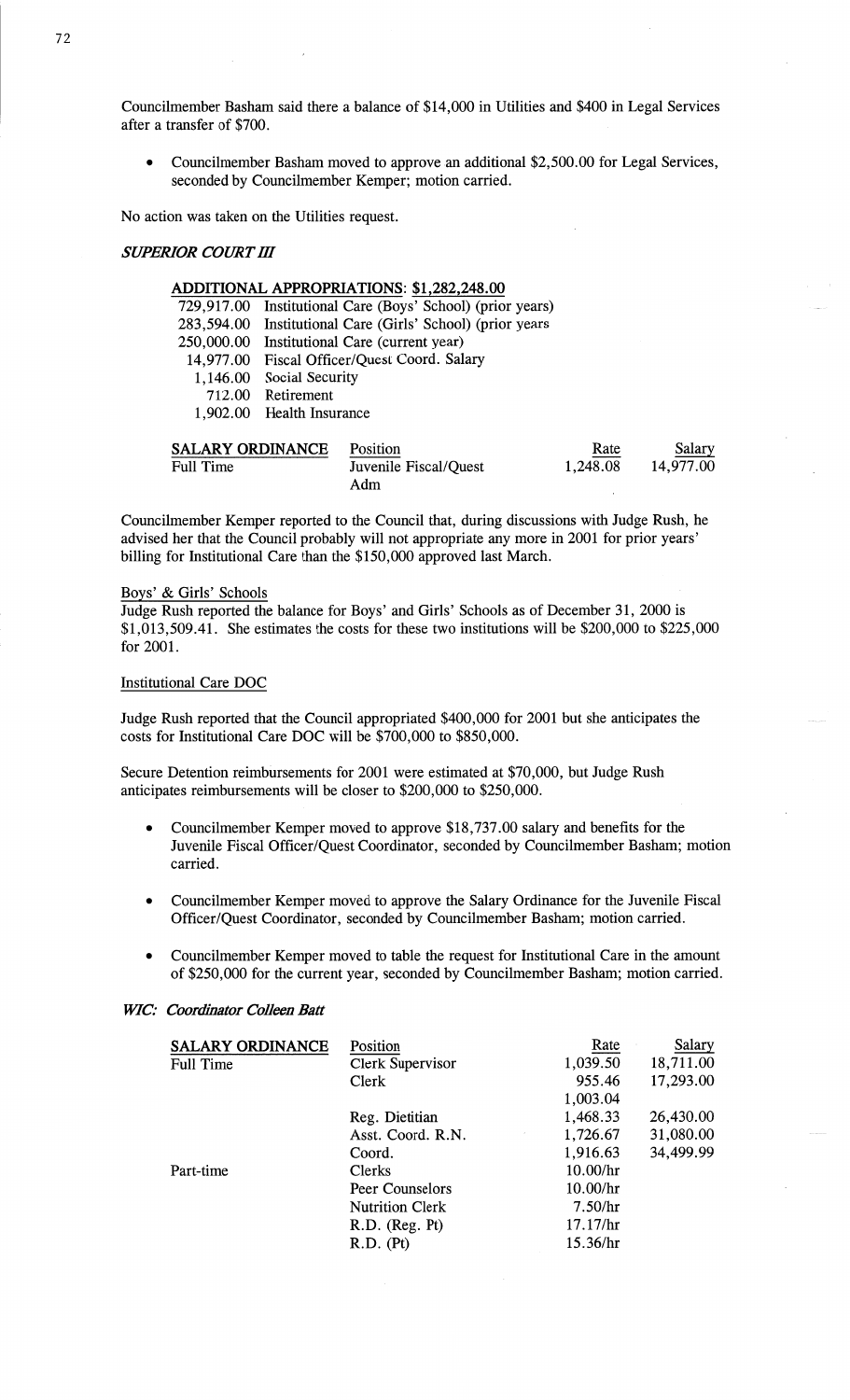Councilmember Basham said there a balance of $14,000 in Utilities and $400 in Legal Services after a transfer of $700.

- Councilmember Basham moved to approve an additional $2,500.00 for Legal Services, seconded by Councilmember Kemper; motion carried.

No action was taken on the Utilities request.

### *SUPERIOR COURT III*

**ADDITIONAL APPROPRIATIONS: $1,282,248.00**

| | |
|---|---|
| 729,917.00 | Institutional Care (Boys' School) (prior years) |
| 283,594.00 | Institutional Care (Girls' School) (prior years |
| 250,000.00 | Institutional Care (current year) |
| 14,977.00 | Fiscal Officer/Quest Coord. Salary |
| 1,146.00 | Social Security |
| 712.00 | Retirement |
| 1,902.00 | Health Insurance |

| SALARY ORDINANCE | Position | Rate | Salary |
|---|---|---|---|
| Full Time | Juvenile Fiscal/Quest Adm | 1,248.08 | 14,977.00 |

Councilmember Kemper reported to the Council that, during discussions with Judge Rush, he advised her that the Council probably will not appropriate any more in 2001 for prior years' billing for Institutional Care than the $150,000 approved last March.

Boys' & Girls' Schools
Judge Rush reported the balance for Boys' and Girls' Schools as of December 31, 2000 is $1,013,509.41. She estimates the costs for these two institutions will be $200,000 to $225,000 for 2001.

Institutional Care DOC

Judge Rush reported that the Council appropriated $400,000 for 2001 but she anticipates the costs for Institutional Care DOC will be $700,000 to $850,000.

Secure Detention reimbursements for 2001 were estimated at $70,000, but Judge Rush anticipates reimbursements will be closer to $200,000 to $250,000.

- Councilmember Kemper moved to approve $18,737.00 salary and benefits for the Juvenile Fiscal Officer/Quest Coordinator, seconded by Councilmember Basham; motion carried.

- Councilmember Kemper moved to approve the Salary Ordinance for the Juvenile Fiscal Officer/Quest Coordinator, seconded by Councilmember Basham; motion carried.

- Councilmember Kemper moved to table the request for Institutional Care in the amount of $250,000 for the current year, seconded by Councilmember Basham; motion carried.

### *WIC: Coordinator Colleen Batt*

| SALARY ORDINANCE | Position | Rate | Salary |
|---|---|---|---|
| Full Time | Clerk Supervisor | 1,039.50 | 18,711.00 |
| | Clerk | 955.46 | 17,293.00 |
| | | 1,003.04 | |
| | Reg. Dietitian | 1,468.33 | 26,430.00 |
| | Asst. Coord. R.N. | 1,726.67 | 31,080.00 |
| | Coord. | 1,916.63 | 34,499.99 |
| Part-time | Clerks | 10.00/hr | |
| | Peer Counselors | 10.00/hr | |
| | Nutrition Clerk | 7.50/hr | |
| | R.D. (Reg. Pt) | 17.17/hr | |
| | R.D. (Pt) | 15.36/hr | |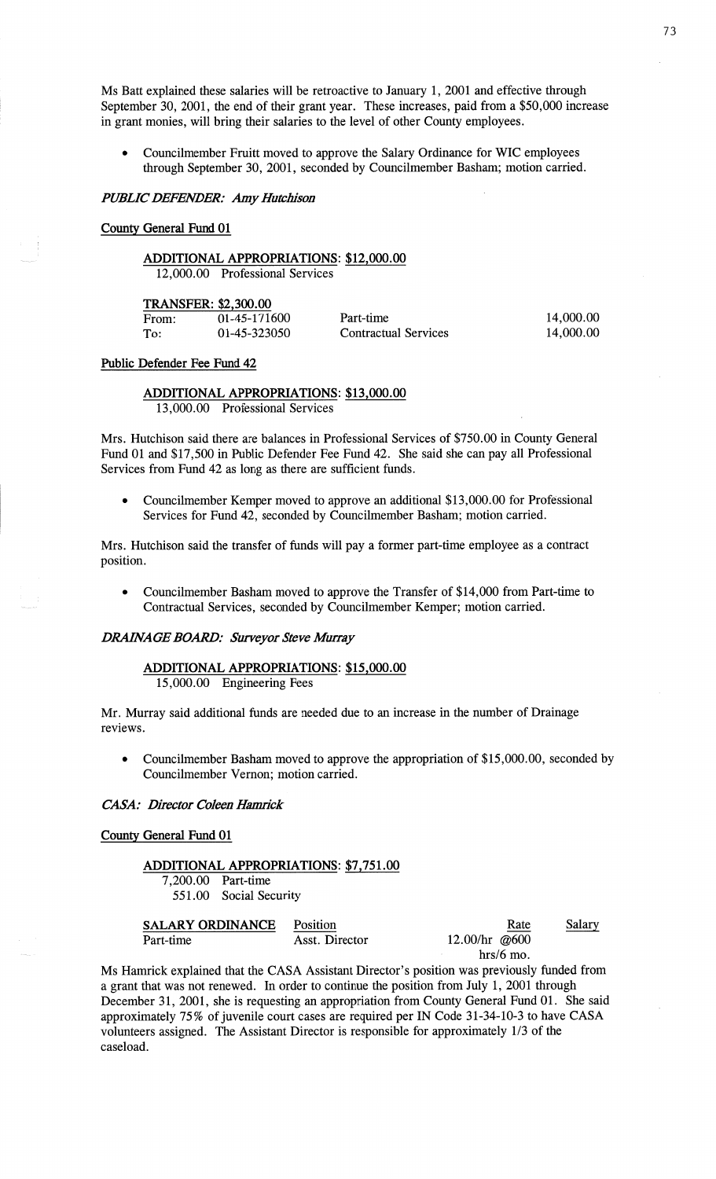Ms Batt explained these salaries will be retroactive to January 1, 2001 and effective through September 30, 2001, the end of their grant year. These increases, paid from a $50,000 increase in grant monies, will bring their salaries to the level of other County employees.

- Councilmember Fruitt moved to approve the Salary Ordinance for WIC employees through September 30, 2001, seconded by Councilmember Basham; motion carried.

### *PUBLIC DEFENDER: Amy Hutchison*

County General Fund 01

ADDITIONAL APPROPRIATIONS: $12,000.00
12,000.00 Professional Services

TRANSFER: $2,300.00

| | | | |
|---|---|---|---|
| From: | 01-45-171600 | Part-time | 14,000.00 |
| To: | 01-45-323050 | Contractual Services | 14,000.00 |

Public Defender Fee Fund 42

ADDITIONAL APPROPRIATIONS: $13,000.00
13,000.00 Professional Services

Mrs. Hutchison said there are balances in Professional Services of $750.00 in County General Fund 01 and $17,500 in Public Defender Fee Fund 42. She said she can pay all Professional Services from Fund 42 as long as there are sufficient funds.

- Councilmember Kemper moved to approve an additional $13,000.00 for Professional Services for Fund 42, seconded by Councilmember Basham; motion carried.

Mrs. Hutchison said the transfer of funds will pay a former part-time employee as a contract position.

- Councilmember Basham moved to approve the Transfer of $14,000 from Part-time to Contractual Services, seconded by Councilmember Kemper; motion carried.

### *DRAINAGE BOARD: Surveyor Steve Murray*

ADDITIONAL APPROPRIATIONS: $15,000.00
15,000.00 Engineering Fees

Mr. Murray said additional funds are needed due to an increase in the number of Drainage reviews.

- Councilmember Basham moved to approve the appropriation of $15,000.00, seconded by Councilmember Vernon; motion carried.

### *CASA: Director Coleen Hamrick*

County General Fund 01

ADDITIONAL APPROPRIATIONS: $7,751.00
7,200.00 Part-time
551.00 Social Security

| SALARY ORDINANCE | Position | Rate | Salary |
|---|---|---|---|
| Part-time | Asst. Director | 12.00/hr @600 hrs/6 mo. | |

Ms Hamrick explained that the CASA Assistant Director's position was previously funded from a grant that was not renewed. In order to continue the position from July 1, 2001 through December 31, 2001, she is requesting an appropriation from County General Fund 01. She said approximately 75% of juvenile court cases are required per IN Code 31-34-10-3 to have CASA volunteers assigned. The Assistant Director is responsible for approximately 1/3 of the caseload.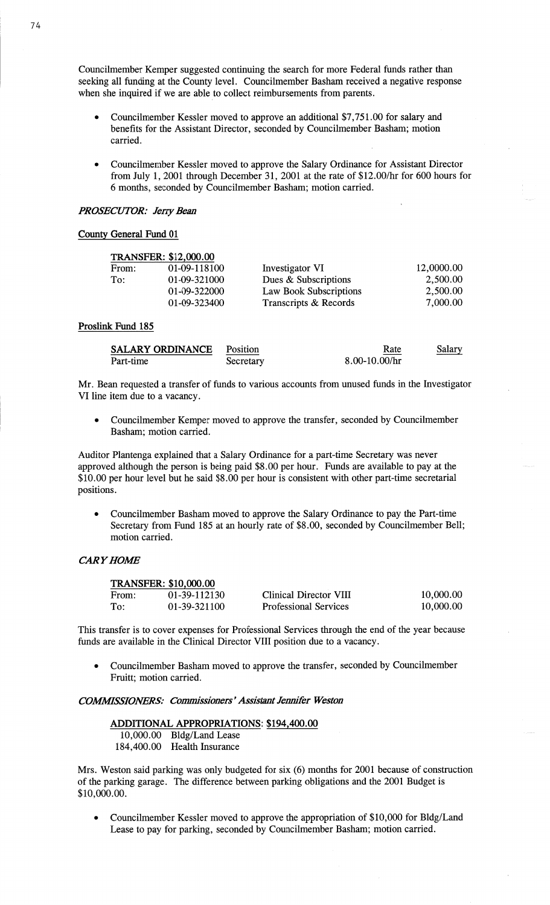Councilmember Kemper suggested continuing the search for more Federal funds rather than seeking all funding at the County level. Councilmember Basham received a negative response when she inquired if we are able to collect reimbursements from parents.

- Councilmember Kessler moved to approve an additional $7,751.00 for salary and benefits for the Assistant Director, seconded by Councilmember Basham; motion carried.

- Councilmember Kessler moved to approve the Salary Ordinance for Assistant Director from July 1, 2001 through December 31, 2001 at the rate of $12.00/hr for 600 hours for 6 months, seconded by Councilmember Basham; motion carried.

### *PROSECUTOR: Jerry Bean*

**County General Fund 01**

| TRANSFER: $12,000.00 | | | |
|---|---|---|---|
| From: | 01-09-118100 | Investigator VI | 12,0000.00 |
| To: | 01-09-321000 | Dues & Subscriptions | 2,500.00 |
| | 01-09-322000 | Law Book Subscriptions | 2,500.00 |
| | 01-09-323400 | Transcripts & Records | 7,000.00 |

**Proslink Fund 185**

| SALARY ORDINANCE | Position | Rate | Salary |
|---|---|---|---|
| Part-time | Secretary | 8.00-10.00/hr | |

Mr. Bean requested a transfer of funds to various accounts from unused funds in the Investigator VI line item due to a vacancy.

- Councilmember Kemper moved to approve the transfer, seconded by Councilmember Basham; motion carried.

Auditor Plantenga explained that a Salary Ordinance for a part-time Secretary was never approved although the person is being paid $8.00 per hour. Funds are available to pay at the $10.00 per hour level but he said $8.00 per hour is consistent with other part-time secretarial positions.

- Councilmember Basham moved to approve the Salary Ordinance to pay the Part-time Secretary from Fund 185 at an hourly rate of $8.00, seconded by Councilmember Bell; motion carried.

### *CARY HOME*

| TRANSFER: $10,000.00 | | | |
|---|---|---|---|
| From: | 01-39-112130 | Clinical Director VIII | 10,000.00 |
| To: | 01-39-321100 | Professional Services | 10,000.00 |

This transfer is to cover expenses for Professional Services through the end of the year because funds are available in the Clinical Director VIII position due to a vacancy.

- Councilmember Basham moved to approve the transfer, seconded by Councilmember Fruitt; motion carried.

### *COMMISSIONERS: Commissioners' Assistant Jennifer Weston*

**ADDITIONAL APPROPRIATIONS: $194,400.00**

10,000.00 Bldg/Land Lease
184,400.00 Health Insurance

Mrs. Weston said parking was only budgeted for six (6) months for 2001 because of construction of the parking garage. The difference between parking obligations and the 2001 Budget is $10,000.00.

- Councilmember Kessler moved to approve the appropriation of $10,000 for Bldg/Land Lease to pay for parking, seconded by Councilmember Basham; motion carried.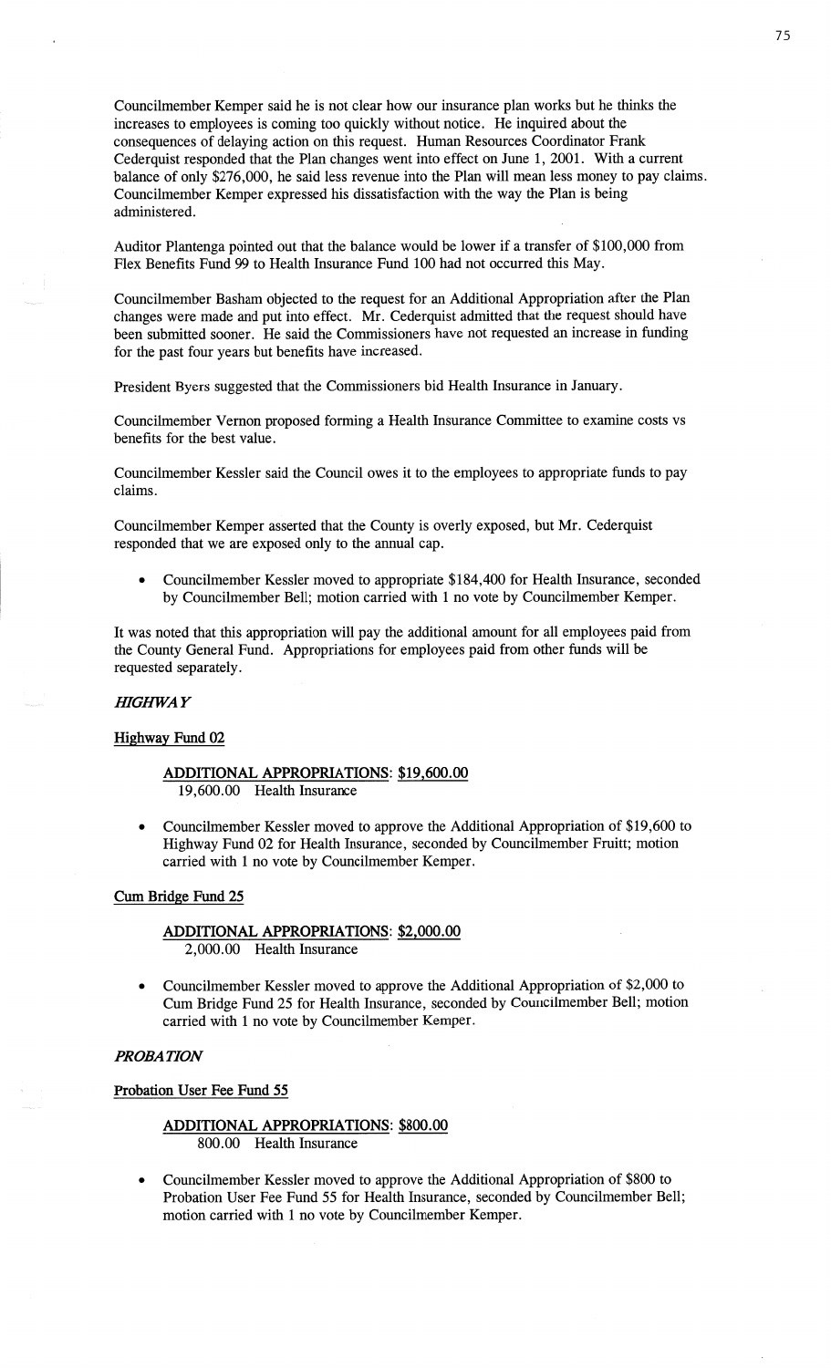Councilmember Kemper said he is not clear how our insurance plan works but he thinks the increases to employees is coming too quickly without notice. He inquired about the consequences of delaying action on this request. Human Resources Coordinator Frank Cederquist responded that the Plan changes went into effect on June 1, 2001. With a current balance of only $276,000, he said less revenue into the Plan will mean less money to pay claims. Councilmember Kemper expressed his dissatisfaction with the way the Plan is being administered.

Auditor Plantenga pointed out that the balance would be lower if a transfer of $100,000 from Flex Benefits Fund 99 to Health Insurance Fund 100 had not occurred this May.

Councilmember Basham objected to the request for an Additional Appropriation after the Plan changes were made and put into effect. Mr. Cederquist admitted that the request should have been submitted sooner. He said the Commissioners have not requested an increase in funding for the past four years but benefits have increased.

President Byers suggested that the Commissioners bid Health Insurance in January.

Councilmember Vernon proposed forming a Health Insurance Committee to examine costs vs benefits for the best value.

Councilmember Kessler said the Council owes it to the employees to appropriate funds to pay claims.

Councilmember Kemper asserted that the County is overly exposed, but Mr. Cederquist responded that we are exposed only to the annual cap.

- Councilmember Kessler moved to appropriate $184,400 for Health Insurance, seconded by Councilmember Bell; motion carried with 1 no vote by Councilmember Kemper.

It was noted that this appropriation will pay the additional amount for all employees paid from the County General Fund. Appropriations for employees paid from other funds will be requested separately.

### *HIGHWAY*

#### Highway Fund 02

**ADDITIONAL APPROPRIATIONS: $19,600.00**
19,600.00 Health Insurance

- Councilmember Kessler moved to approve the Additional Appropriation of $19,600 to Highway Fund 02 for Health Insurance, seconded by Councilmember Fruitt; motion carried with 1 no vote by Councilmember Kemper.

#### Cum Bridge Fund 25

**ADDITIONAL APPROPRIATIONS: $2,000.00**
2,000.00 Health Insurance

- Councilmember Kessler moved to approve the Additional Appropriation of $2,000 to Cum Bridge Fund 25 for Health Insurance, seconded by Councilmember Bell; motion carried with 1 no vote by Councilmember Kemper.

### *PROBATION*

#### Probation User Fee Fund 55

**ADDITIONAL APPROPRIATIONS: $800.00**
800.00 Health Insurance

- Councilmember Kessler moved to approve the Additional Appropriation of $800 to Probation User Fee Fund 55 for Health Insurance, seconded by Councilmember Bell; motion carried with 1 no vote by Councilmember Kemper.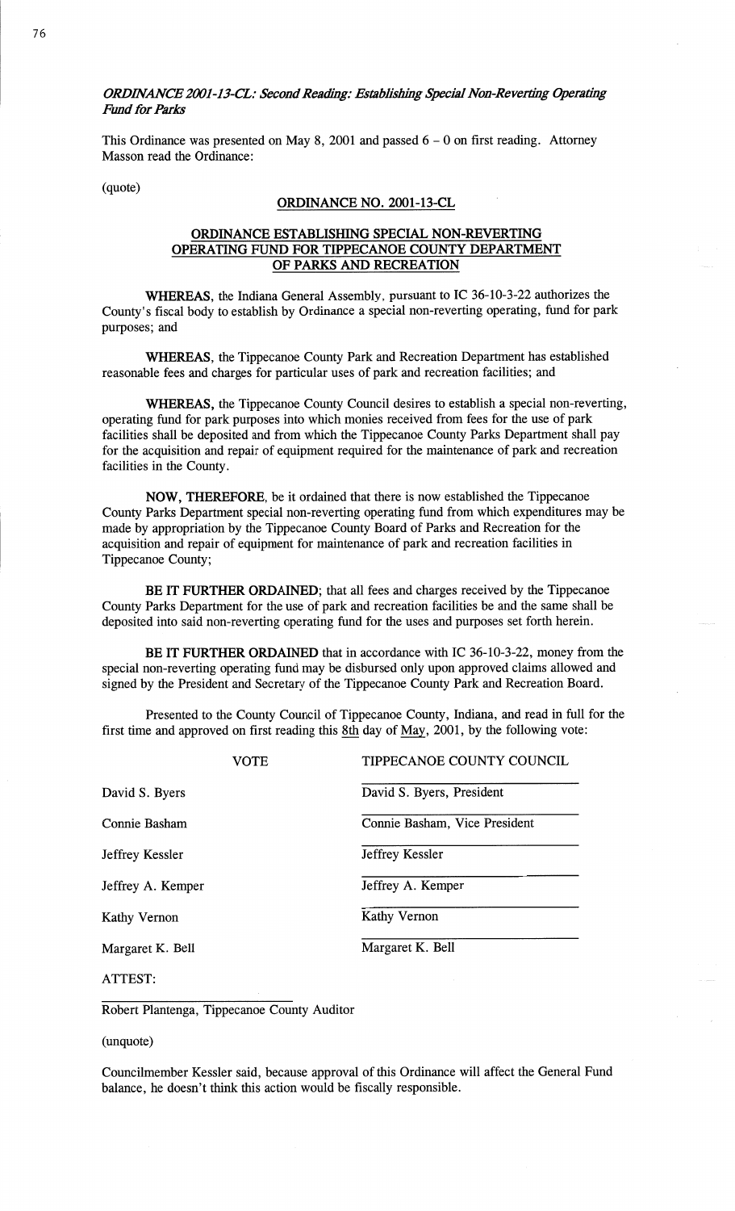*ORDINANCE 2001-13-CL: Second Reading: Establishing Special Non-Reverting Operating Fund for Parks*

This Ordinance was presented on May 8, 2001 and passed 6 – 0 on first reading. Attorney Masson read the Ordinance:

(quote)

**ORDINANCE NO. 2001-13-CL**

**ORDINANCE ESTABLISHING SPECIAL NON-REVERTING OPERATING FUND FOR TIPPECANOE COUNTY DEPARTMENT OF PARKS AND RECREATION**

**WHEREAS,** the Indiana General Assembly, pursuant to IC 36-10-3-22 authorizes the County's fiscal body to establish by Ordinance a special non-reverting operating, fund for park purposes; and

**WHEREAS,** the Tippecanoe County Park and Recreation Department has established reasonable fees and charges for particular uses of park and recreation facilities; and

**WHEREAS,** the Tippecanoe County Council desires to establish a special non-reverting, operating fund for park purposes into which monies received from fees for the use of park facilities shall be deposited and from which the Tippecanoe County Parks Department shall pay for the acquisition and repair of equipment required for the maintenance of park and recreation facilities in the County.

**NOW, THEREFORE,** be it ordained that there is now established the Tippecanoe County Parks Department special non-reverting operating fund from which expenditures may be made by appropriation by the Tippecanoe County Board of Parks and Recreation for the acquisition and repair of equipment for maintenance of park and recreation facilities in Tippecanoe County;

**BE IT FURTHER ORDAINED;** that all fees and charges received by the Tippecanoe County Parks Department for the use of park and recreation facilities be and the same shall be deposited into said non-reverting operating fund for the uses and purposes set forth herein.

**BE IT FURTHER ORDAINED** that in accordance with IC 36-10-3-22, money from the special non-reverting operating fund may be disbursed only upon approved claims allowed and signed by the President and Secretary of the Tippecanoe County Park and Recreation Board.

Presented to the County Council of Tippecanoe County, Indiana, and read in full for the first time and approved on first reading this 8th day of May, 2001, by the following vote:

| VOTE | TIPPECANOE COUNTY COUNCIL |
|---|---|
| David S. Byers | David S. Byers, President |
| Connie Basham | Connie Basham, Vice President |
| Jeffrey Kessler | Jeffrey Kessler |
| Jeffrey A. Kemper | Jeffrey A. Kemper |
| Kathy Vernon | Kathy Vernon |
| Margaret K. Bell | Margaret K. Bell |

ATTEST:

Robert Plantenga, Tippecanoe County Auditor

(unquote)

Councilmember Kessler said, because approval of this Ordinance will affect the General Fund balance, he doesn't think this action would be fiscally responsible.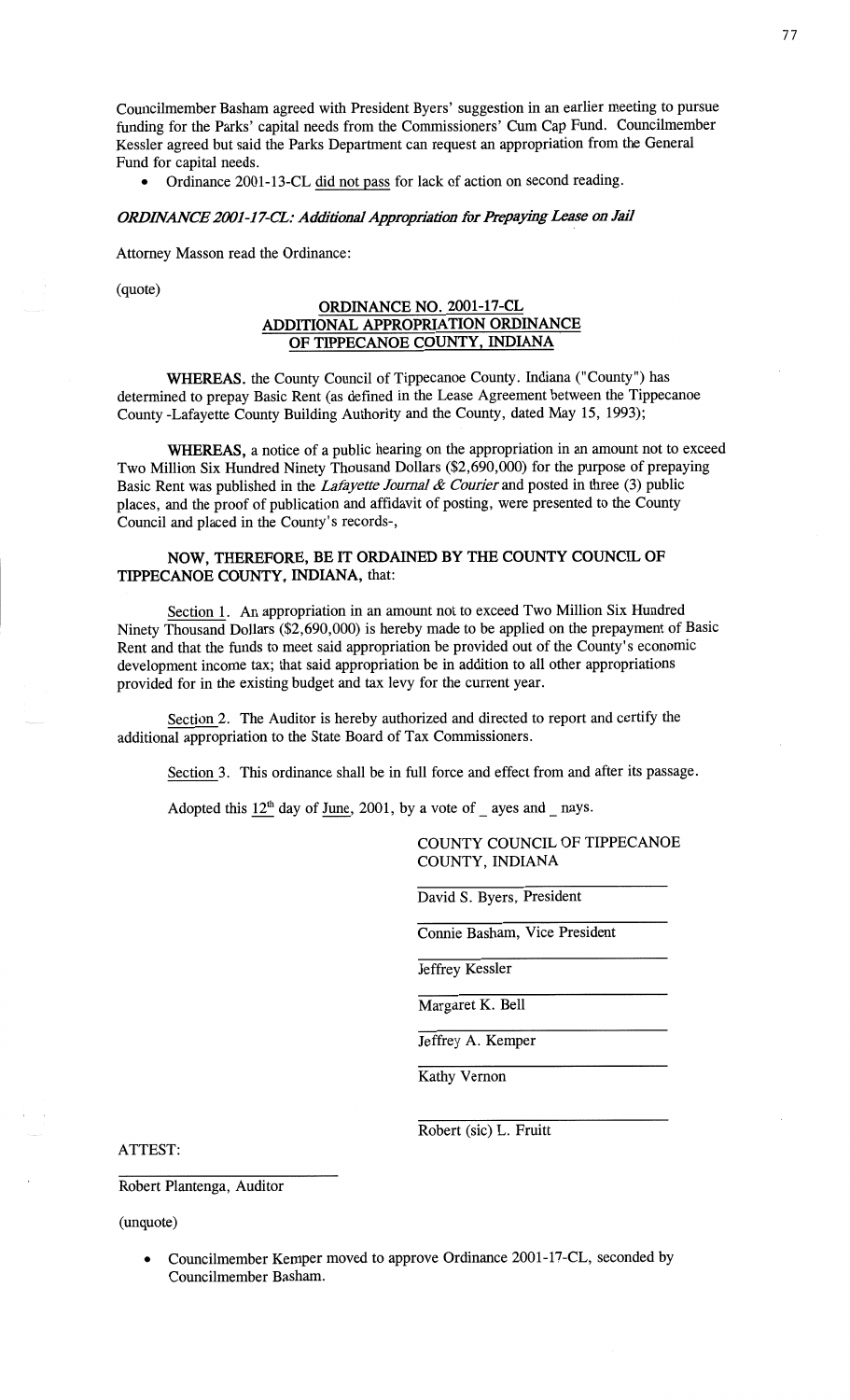Councilmember Basham agreed with President Byers' suggestion in an earlier meeting to pursue funding for the Parks' capital needs from the Commissioners' Cum Cap Fund. Councilmember Kessler agreed but said the Parks Department can request an appropriation from the General Fund for capital needs.

- Ordinance 2001-13-CL did not pass for lack of action on second reading.

***ORDINANCE 2001-17-CL: Additional Appropriation for Prepaying Lease on Jail***

Attorney Masson read the Ordinance:

(quote)

**ORDINANCE NO. 2001-17-CL**
**ADDITIONAL APPROPRIATION ORDINANCE**
**OF TIPPECANOE COUNTY, INDIANA**

**WHEREAS.** the County Council of Tippecanoe County. Indiana ("County") has determined to prepay Basic Rent (as defined in the Lease Agreement between the Tippecanoe County -Lafayette County Building Authority and the County, dated May 15, 1993);

**WHEREAS,** a notice of a public hearing on the appropriation in an amount not to exceed Two Million Six Hundred Ninety Thousand Dollars ($2,690,000) for the purpose of prepaying Basic Rent was published in the *Lafayette Journal & Courier* and posted in three (3) public places, and the proof of publication and affidavit of posting, were presented to the County Council and placed in the County's records-,

**NOW, THEREFORE, BE IT ORDAINED BY THE COUNTY COUNCIL OF TIPPECANOE COUNTY, INDIANA,** that:

Section 1. An appropriation in an amount not to exceed Two Million Six Hundred Ninety Thousand Dollars ($2,690,000) is hereby made to be applied on the prepayment of Basic Rent and that the funds to meet said appropriation be provided out of the County's economic development income tax; that said appropriation be in addition to all other appropriations provided for in the existing budget and tax levy for the current year.

Section 2. The Auditor is hereby authorized and directed to report and certify the additional appropriation to the State Board of Tax Commissioners.

Section 3. This ordinance shall be in full force and effect from and after its passage.

Adopted this 12th day of June, 2001, by a vote of _ ayes and _ nays.

COUNTY COUNCIL OF TIPPECANOE COUNTY, INDIANA

David S. Byers, President

Connie Basham, Vice President

Jeffrey Kessler

Margaret K. Bell

Jeffrey A. Kemper

Kathy Vernon

Robert (sic) L. Fruitt

ATTEST:

Robert Plantenga, Auditor

(unquote)

- Councilmember Kemper moved to approve Ordinance 2001-17-CL, seconded by Councilmember Basham.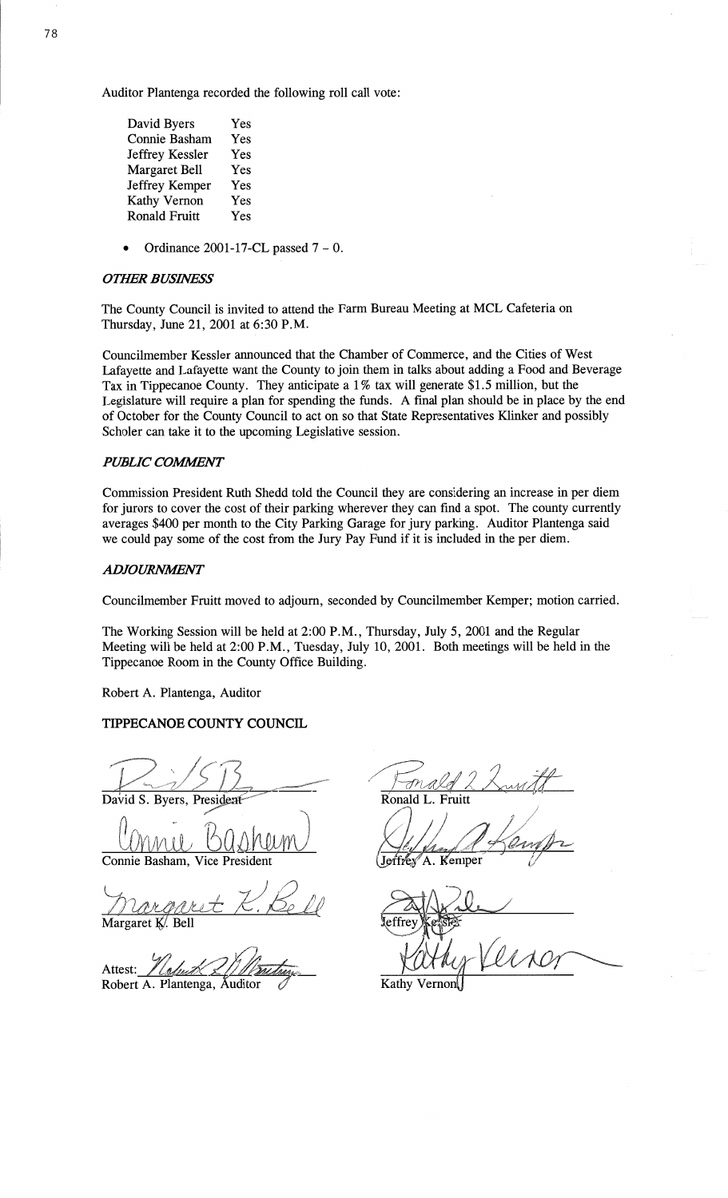Auditor Plantenga recorded the following roll call vote:

| | |
|---|---|
| David Byers | Yes |
| Connie Basham | Yes |
| Jeffrey Kessler | Yes |
| Margaret Bell | Yes |
| Jeffrey Kemper | Yes |
| Kathy Vernon | Yes |
| Ronald Fruitt | Yes |

- Ordinance 2001-17-CL passed 7 – 0.

### *OTHER BUSINESS*

The County Council is invited to attend the Farm Bureau Meeting at MCL Cafeteria on Thursday, June 21, 2001 at 6:30 P.M.

Councilmember Kessler announced that the Chamber of Commerce, and the Cities of West Lafayette and Lafayette want the County to join them in talks about adding a Food and Beverage Tax in Tippecanoe County. They anticipate a 1% tax will generate $1.5 million, but the Legislature will require a plan for spending the funds. A final plan should be in place by the end of October for the County Council to act on so that State Representatives Klinker and possibly Scholer can take it to the upcoming Legislative session.

### *PUBLIC COMMENT*

Commission President Ruth Shedd told the Council they are considering an increase in per diem for jurors to cover the cost of their parking wherever they can find a spot. The county currently averages $400 per month to the City Parking Garage for jury parking. Auditor Plantenga said we could pay some of the cost from the Jury Pay Fund if it is included in the per diem.

### *ADJOURNMENT*

Councilmember Fruitt moved to adjourn, seconded by Councilmember Kemper; motion carried.

The Working Session will be held at 2:00 P.M., Thursday, July 5, 2001 and the Regular Meeting will be held at 2:00 P.M., Tuesday, July 10, 2001. Both meetings will be held in the Tippecanoe Room in the County Office Building.

Robert A. Plantenga, Auditor

**TIPPECANOE COUNTY COUNCIL**

David S. Byers, President

Connie Basham, Vice President

Margaret K. Bell

Attest: Robert A. Plantenga, Auditor

Ronald L. Fruitt

Jeffrey A. Kemper

Jeffrey Kessler

Kathy Vernon